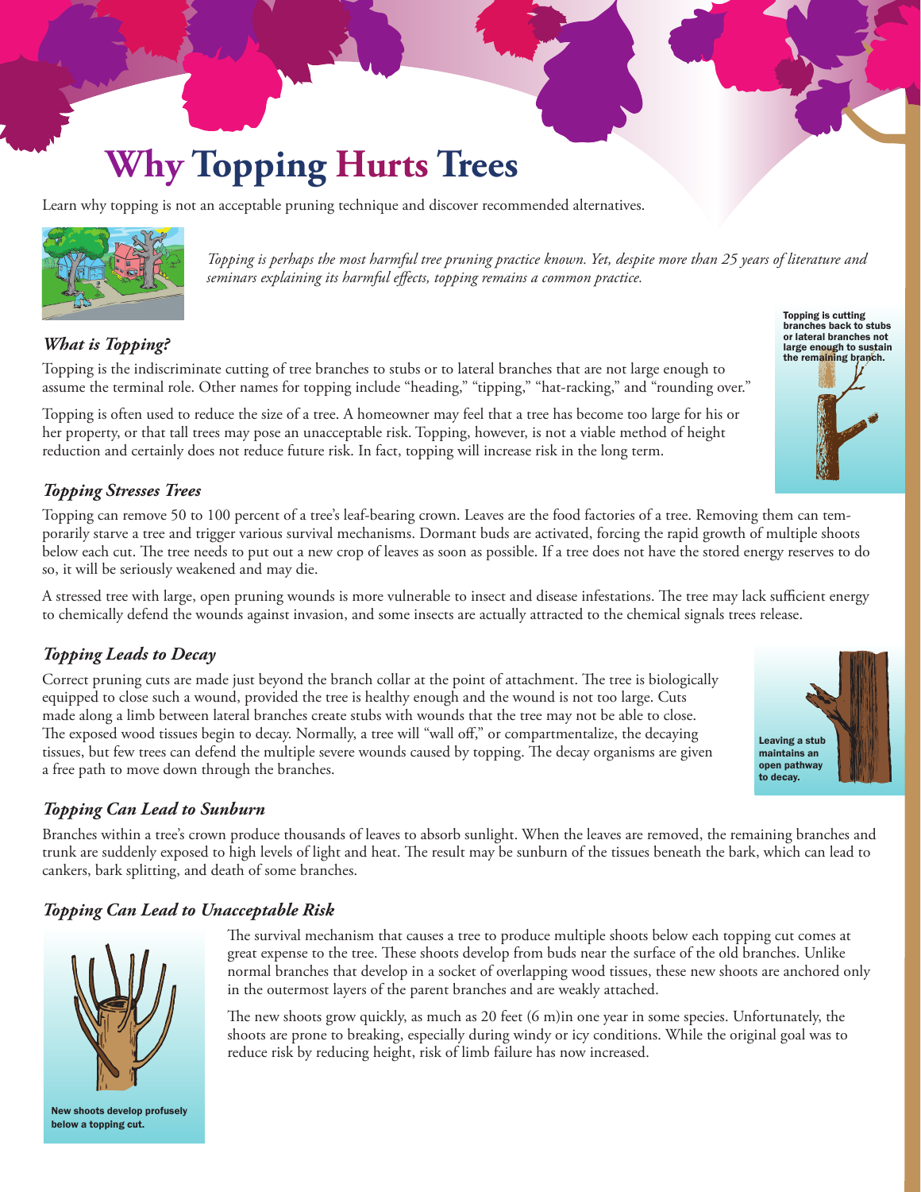# Why Topping Hurts Trees

Learn why topping is not an acceptable pruning technique and discover recommended alternatives.

*Topping is perhaps the most harmful tree pruning practice known. Yet, despite more than 25 years of literature and seminars explaining its harmful effects, topping remains a common practice.*

### *What is Topping?*

Topping is the indiscriminate cutting of tree branches to stubs or to lateral branches that are not large enough to assume the terminal role. Other names for topping include "heading," "tipping," "hat-racking," and "rounding over."

Topping is often used to reduce the size of a tree. A homeowner may feel that a tree has become too large for his or her property, or that tall trees may pose an unacceptable risk. Topping, however, is not a viable method of height reduction and certainly does not reduce future risk. In fact, topping will increase risk in the long term.

**Topping is cutting branches back to stubs or lateral branches not large enough to sustain the remaining branch.**

### *Topping Stresses Trees*

Topping can remove 50 to 100 percent of a tree's leaf-bearing crown. Leaves are the food factories of a tree. Removing them can temporarily starve a tree and trigger various survival mechanisms. Dormant buds are activated, forcing the rapid growth of multiple shoots below each cut. The tree needs to put out a new crop of leaves as soon as possible. If a tree does not have the stored energy reserves to do so, it will be seriously weakened and may die.

A stressed tree with large, open pruning wounds is more vulnerable to insect and disease infestations. The tree may lack sufficient energy to chemically defend the wounds against invasion, and some insects are actually attracted to the chemical signals trees release.

### *Topping Leads to Decay*

Correct pruning cuts are made just beyond the branch collar at the point of attachment. The tree is biologically equipped to close such a wound, provided the tree is healthy enough and the wound is not too large. Cuts made along a limb between lateral branches create stubs with wounds that the tree may not be able to close. The exposed wood tissues begin to decay. Normally, a tree will "wall off," or compartmentalize, the decaying tissues, but few trees can defend the multiple severe wounds caused by topping. The decay organisms are given a free path to move down through the branches.

**Leaving a stub maintains an open pathway to decay.**

### *Topping Can Lead to Sunburn*

Branches within a tree's crown produce thousands of leaves to absorb sunlight. When the leaves are removed, the remaining branches and trunk are suddenly exposed to high levels of light and heat. The result may be sunburn of the tissues beneath the bark, which can lead to cankers, bark splitting, and death of some branches.

### *Topping Can Lead to Unacceptable Risk*

The survival mechanism that causes a tree to produce multiple shoots below each topping cut comes at great expense to the tree. These shoots develop from buds near the surface of the old branches. Unlike normal branches that develop in a socket of overlapping wood tissues, these new shoots are anchored only in the outermost layers of the parent branches and are weakly attached.

The new shoots grow quickly, as much as 20 feet (6 m)in one year in some species. Unfortunately, the shoots are prone to breaking, especially during windy or icy conditions. While the original goal was to reduce risk by reducing height, risk of limb failure has now increased.

**New shoots develop profusely below a topping cut.**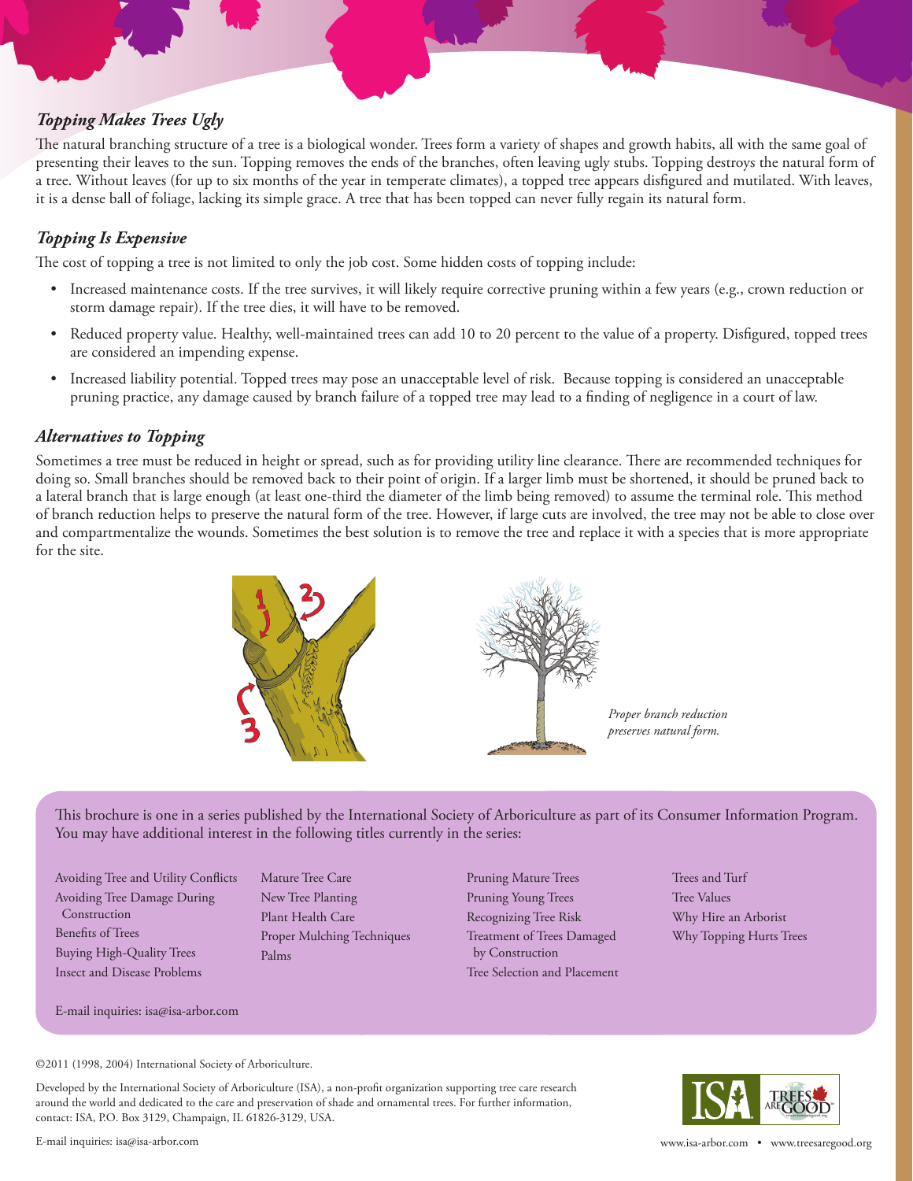### *Topping Makes Trees Ugly*

The natural branching structure of a tree is a biological wonder. Trees form a variety of shapes and growth habits, all with the same goal of presenting their leaves to the sun. Topping removes the ends of the branches, often leaving ugly stubs. Topping destroys the natural form of a tree. Without leaves (for up to six months of the year in temperate climates), a topped tree appears disfigured and mutilated. With leaves, it is a dense ball of foliage, lacking its simple grace. A tree that has been topped can never fully regain its natural form.

### *Topping Is Expensive*

The cost of topping a tree is not limited to only the job cost. Some hidden costs of topping include:

- Increased maintenance costs. If the tree survives, it will likely require corrective pruning within a few years (e.g., crown reduction or storm damage repair). If the tree dies, it will have to be removed.
- Reduced property value. Healthy, well-maintained trees can add 10 to 20 percent to the value of a property. Disfigured, topped trees are considered an impending expense.
- Increased liability potential. Topped trees may pose an unacceptable level of risk. Because topping is considered an unacceptable pruning practice, any damage caused by branch failure of a topped tree may lead to a finding of negligence in a court of law.

### *Alternatives to Topping*

Sometimes a tree must be reduced in height or spread, such as for providing utility line clearance. There are recommended techniques for doing so. Small branches should be removed back to their point of origin. If a larger limb must be shortened, it should be pruned back to a lateral branch that is large enough (at least one-third the diameter of the limb being removed) to assume the terminal role. This method of branch reduction helps to preserve the natural form of the tree. However, if large cuts are involved, the tree may not be able to close over and compartmentalize the wounds. Sometimes the best solution is to remove the tree and replace it with a species that is more appropriate for the site.

*Proper branch reduction preserves natural form.*

This brochure is one in a series published by the International Society of Arboriculture as part of its Consumer Information Program. You may have additional interest in the following titles currently in the series:

- Avoiding Tree and Utility Conflicts
- Avoiding Tree Damage During Construction
- Benefits of Trees
- Buying High-Quality Trees
- Insect and Disease Problems
- Mature Tree Care
- New Tree Planting
- Plant Health Care
- Proper Mulching Techniques
- Palms
- Pruning Mature Trees
- Pruning Young Trees
- Recognizing Tree Risk
- Treatment of Trees Damaged by Construction
- Tree Selection and Placement
- Trees and Turf
- Tree Values
- Why Hire an Arborist
- Why Topping Hurts Trees

E-mail inquiries: isa@isa-arbor.com

©2011 (1998, 2004) International Society of Arboriculture.

Developed by the International Society of Arboriculture (ISA), a non-profit organization supporting tree care research around the world and dedicated to the care and preservation of shade and ornamental trees. For further information, contact: ISA, P.O. Box 3129, Champaign, IL 61826-3129, USA.

E-mail inquiries: isa@isa-arbor.com

www.isa-arbor.com • www.treesaregood.org